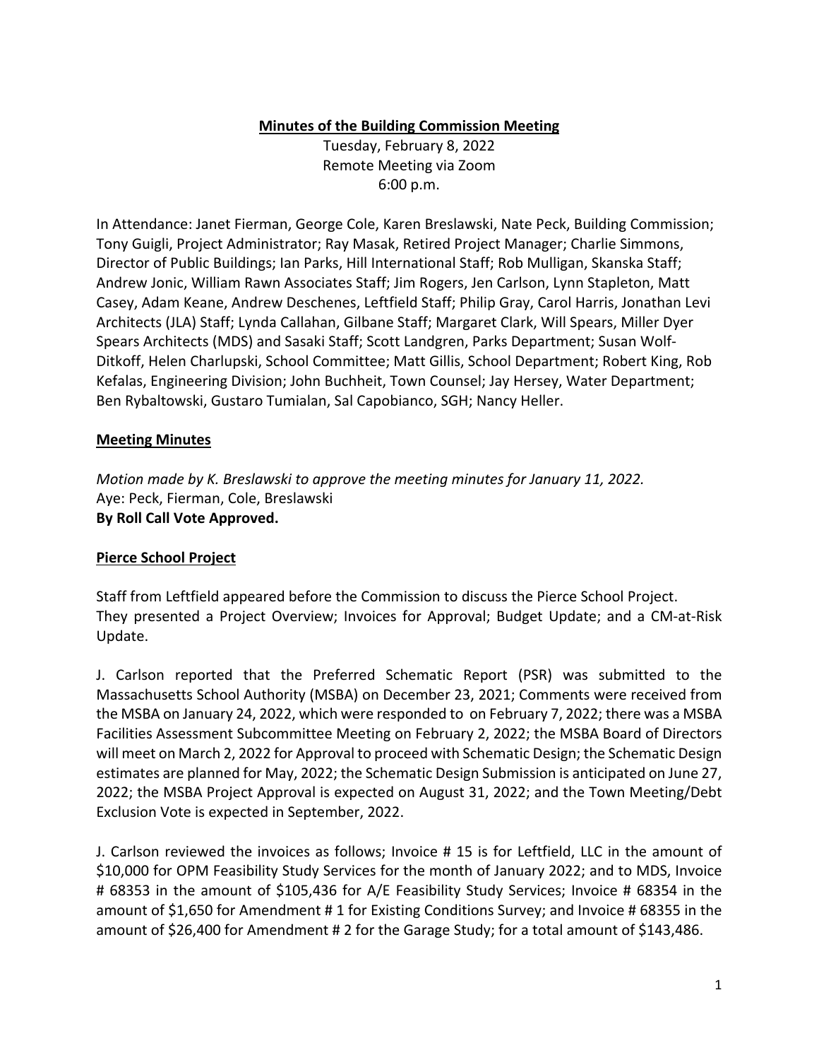**Minutes of the Building Commission Meeting**

Tuesday, February 8, 2022
Remote Meeting via Zoom
6:00 p.m.

In Attendance: Janet Fierman, George Cole, Karen Breslawski, Nate Peck, Building Commission; Tony Guigli, Project Administrator; Ray Masak, Retired Project Manager; Charlie Simmons, Director of Public Buildings; Ian Parks, Hill International Staff; Rob Mulligan, Skanska Staff; Andrew Jonic, William Rawn Associates Staff; Jim Rogers, Jen Carlson, Lynn Stapleton, Matt Casey, Adam Keane, Andrew Deschenes, Leftfield Staff; Philip Gray, Carol Harris, Jonathan Levi Architects (JLA) Staff; Lynda Callahan, Gilbane Staff; Margaret Clark, Will Spears, Miller Dyer Spears Architects (MDS) and Sasaki Staff; Scott Landgren, Parks Department; Susan Wolf-Ditkoff, Helen Charlupski, School Committee; Matt Gillis, School Department; Robert King, Rob Kefalas, Engineering Division; John Buchheit, Town Counsel; Jay Hersey, Water Department; Ben Rybaltowski, Gustaro Tumialan, Sal Capobianco, SGH; Nancy Heller.

**Meeting Minutes**

*Motion made by K. Breslawski to approve the meeting minutes for January 11, 2022.*
Aye: Peck, Fierman, Cole, Breslawski
**By Roll Call Vote Approved.**

**Pierce School Project**

Staff from Leftfield appeared before the Commission to discuss the Pierce School Project. They presented a Project Overview; Invoices for Approval; Budget Update; and a CM-at-Risk Update.

J. Carlson reported that the Preferred Schematic Report (PSR) was submitted to the Massachusetts School Authority (MSBA) on December 23, 2021; Comments were received from the MSBA on January 24, 2022, which were responded to on February 7, 2022; there was a MSBA Facilities Assessment Subcommittee Meeting on February 2, 2022; the MSBA Board of Directors will meet on March 2, 2022 for Approval to proceed with Schematic Design; the Schematic Design estimates are planned for May, 2022; the Schematic Design Submission is anticipated on June 27, 2022; the MSBA Project Approval is expected on August 31, 2022; and the Town Meeting/Debt Exclusion Vote is expected in September, 2022.

J. Carlson reviewed the invoices as follows; Invoice # 15 is for Leftfield, LLC in the amount of $10,000 for OPM Feasibility Study Services for the month of January 2022; and to MDS, Invoice # 68353 in the amount of $105,436 for A/E Feasibility Study Services; Invoice # 68354 in the amount of $1,650 for Amendment # 1 for Existing Conditions Survey; and Invoice # 68355 in the amount of $26,400 for Amendment # 2 for the Garage Study; for a total amount of $143,486.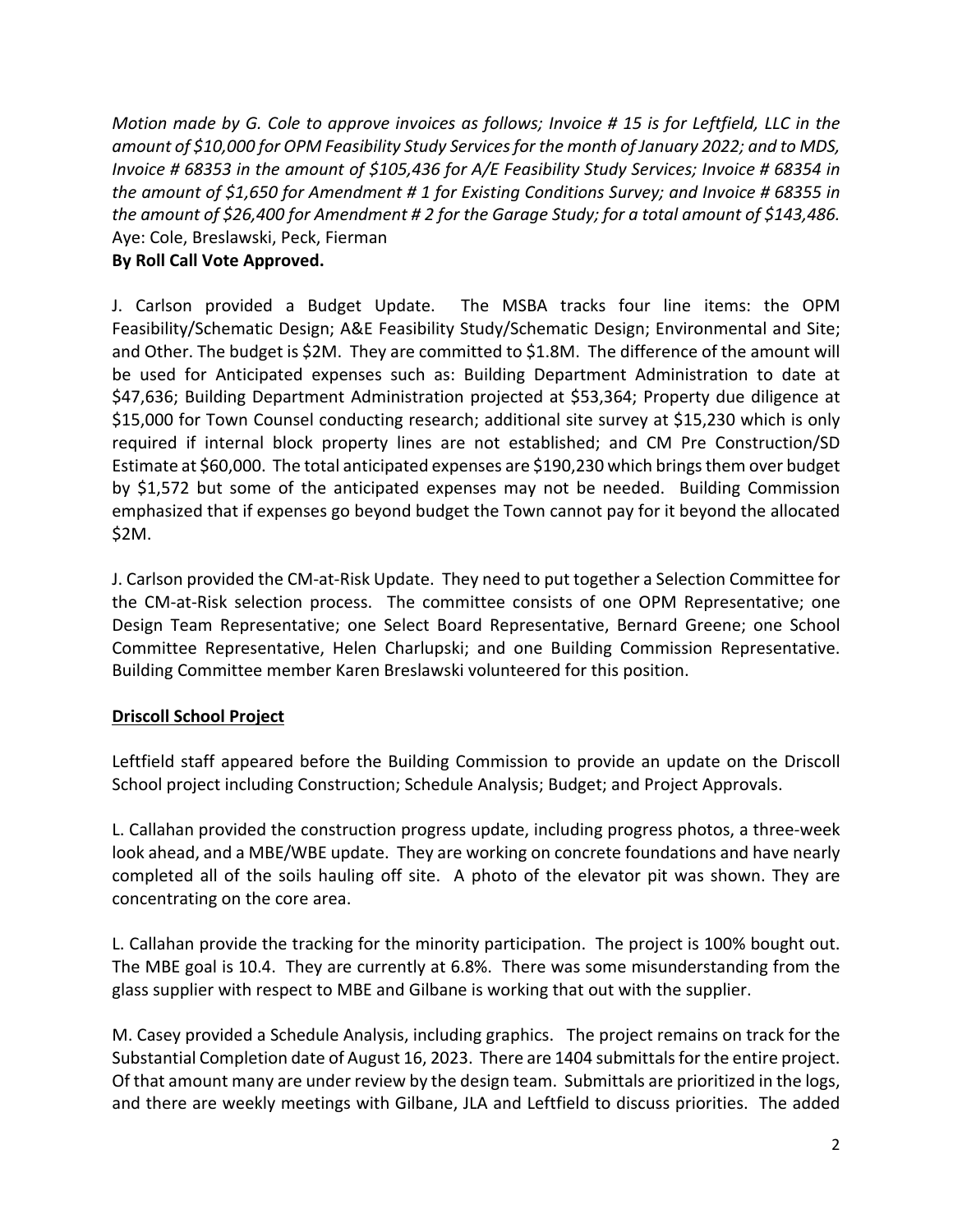*Motion made by G. Cole to approve invoices as follows; Invoice # 15 is for Leftfield, LLC in the amount of $10,000 for OPM Feasibility Study Services for the month of January 2022; and to MDS, Invoice # 68353 in the amount of $105,436 for A/E Feasibility Study Services; Invoice # 68354 in the amount of $1,650 for Amendment # 1 for Existing Conditions Survey; and Invoice # 68355 in the amount of $26,400 for Amendment # 2 for the Garage Study; for a total amount of $143,486.*
Aye: Cole, Breslawski, Peck, Fierman
**By Roll Call Vote Approved.**

J. Carlson provided a Budget Update. The MSBA tracks four line items: the OPM Feasibility/Schematic Design; A&E Feasibility Study/Schematic Design; Environmental and Site; and Other. The budget is $2M. They are committed to $1.8M. The difference of the amount will be used for Anticipated expenses such as: Building Department Administration to date at $47,636; Building Department Administration projected at $53,364; Property due diligence at $15,000 for Town Counsel conducting research; additional site survey at $15,230 which is only required if internal block property lines are not established; and CM Pre Construction/SD Estimate at $60,000. The total anticipated expenses are $190,230 which brings them over budget by $1,572 but some of the anticipated expenses may not be needed. Building Commission emphasized that if expenses go beyond budget the Town cannot pay for it beyond the allocated $2M.

J. Carlson provided the CM-at-Risk Update. They need to put together a Selection Committee for the CM-at-Risk selection process. The committee consists of one OPM Representative; one Design Team Representative; one Select Board Representative, Bernard Greene; one School Committee Representative, Helen Charlupski; and one Building Commission Representative. Building Committee member Karen Breslawski volunteered for this position.

**<u>Driscoll School Project</u>**

Leftfield staff appeared before the Building Commission to provide an update on the Driscoll School project including Construction; Schedule Analysis; Budget; and Project Approvals.

L. Callahan provided the construction progress update, including progress photos, a three-week look ahead, and a MBE/WBE update. They are working on concrete foundations and have nearly completed all of the soils hauling off site. A photo of the elevator pit was shown. They are concentrating on the core area.

L. Callahan provide the tracking for the minority participation. The project is 100% bought out. The MBE goal is 10.4. They are currently at 6.8%. There was some misunderstanding from the glass supplier with respect to MBE and Gilbane is working that out with the supplier.

M. Casey provided a Schedule Analysis, including graphics. The project remains on track for the Substantial Completion date of August 16, 2023. There are 1404 submittals for the entire project. Of that amount many are under review by the design team. Submittals are prioritized in the logs, and there are weekly meetings with Gilbane, JLA and Leftfield to discuss priorities. The added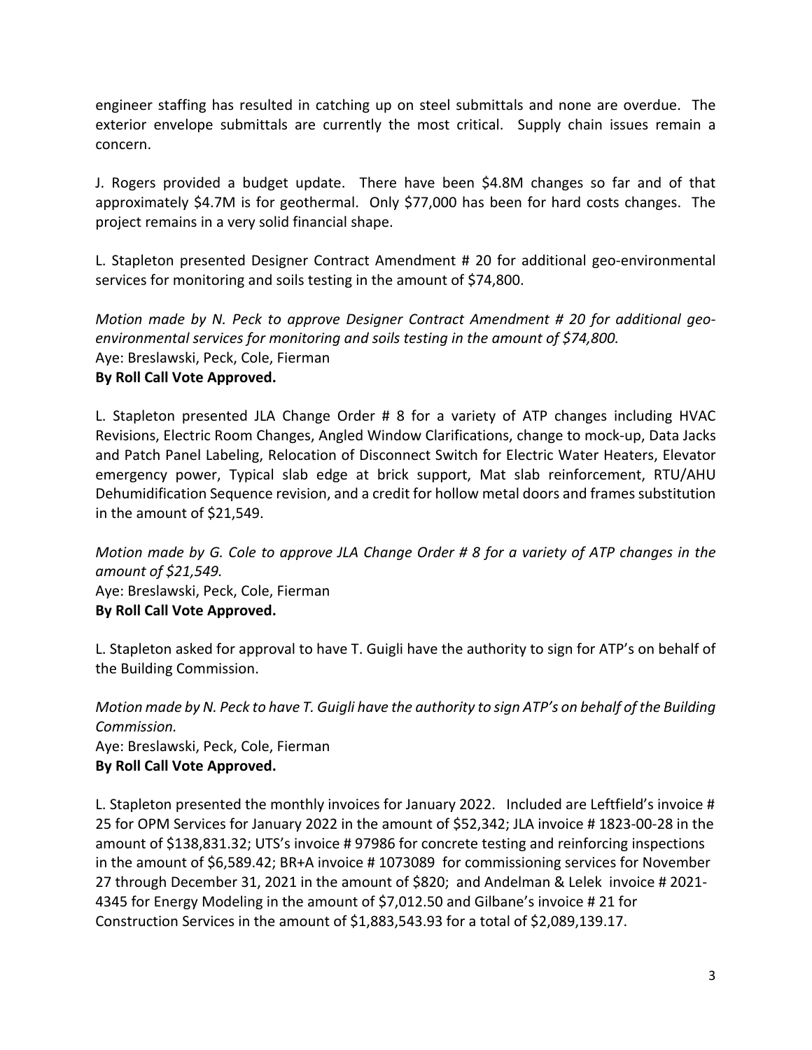engineer staffing has resulted in catching up on steel submittals and none are overdue. The exterior envelope submittals are currently the most critical. Supply chain issues remain a concern.

J. Rogers provided a budget update. There have been $4.8M changes so far and of that approximately $4.7M is for geothermal. Only $77,000 has been for hard costs changes. The project remains in a very solid financial shape.

L. Stapleton presented Designer Contract Amendment # 20 for additional geo-environmental services for monitoring and soils testing in the amount of $74,800.

*Motion made by N. Peck to approve Designer Contract Amendment # 20 for additional geo-environmental services for monitoring and soils testing in the amount of $74,800.*
Aye: Breslawski, Peck, Cole, Fierman
**By Roll Call Vote Approved.**

L. Stapleton presented JLA Change Order # 8 for a variety of ATP changes including HVAC Revisions, Electric Room Changes, Angled Window Clarifications, change to mock-up, Data Jacks and Patch Panel Labeling, Relocation of Disconnect Switch for Electric Water Heaters, Elevator emergency power, Typical slab edge at brick support, Mat slab reinforcement, RTU/AHU Dehumidification Sequence revision, and a credit for hollow metal doors and frames substitution in the amount of $21,549.

*Motion made by G. Cole to approve JLA Change Order # 8 for a variety of ATP changes in the amount of $21,549.*
Aye: Breslawski, Peck, Cole, Fierman
**By Roll Call Vote Approved.**

L. Stapleton asked for approval to have T. Guigli have the authority to sign for ATP's on behalf of the Building Commission.

*Motion made by N. Peck to have T. Guigli have the authority to sign ATP's on behalf of the Building Commission.*
Aye: Breslawski, Peck, Cole, Fierman
**By Roll Call Vote Approved.**

L. Stapleton presented the monthly invoices for January 2022. Included are Leftfield's invoice # 25 for OPM Services for January 2022 in the amount of $52,342; JLA invoice # 1823-00-28 in the amount of $138,831.32; UTS's invoice # 97986 for concrete testing and reinforcing inspections in the amount of $6,589.42; BR+A invoice # 1073089 for commissioning services for November 27 through December 31, 2021 in the amount of $820; and Andelman & Lelek invoice # 2021-4345 for Energy Modeling in the amount of $7,012.50 and Gilbane's invoice # 21 for Construction Services in the amount of $1,883,543.93 for a total of $2,089,139.17.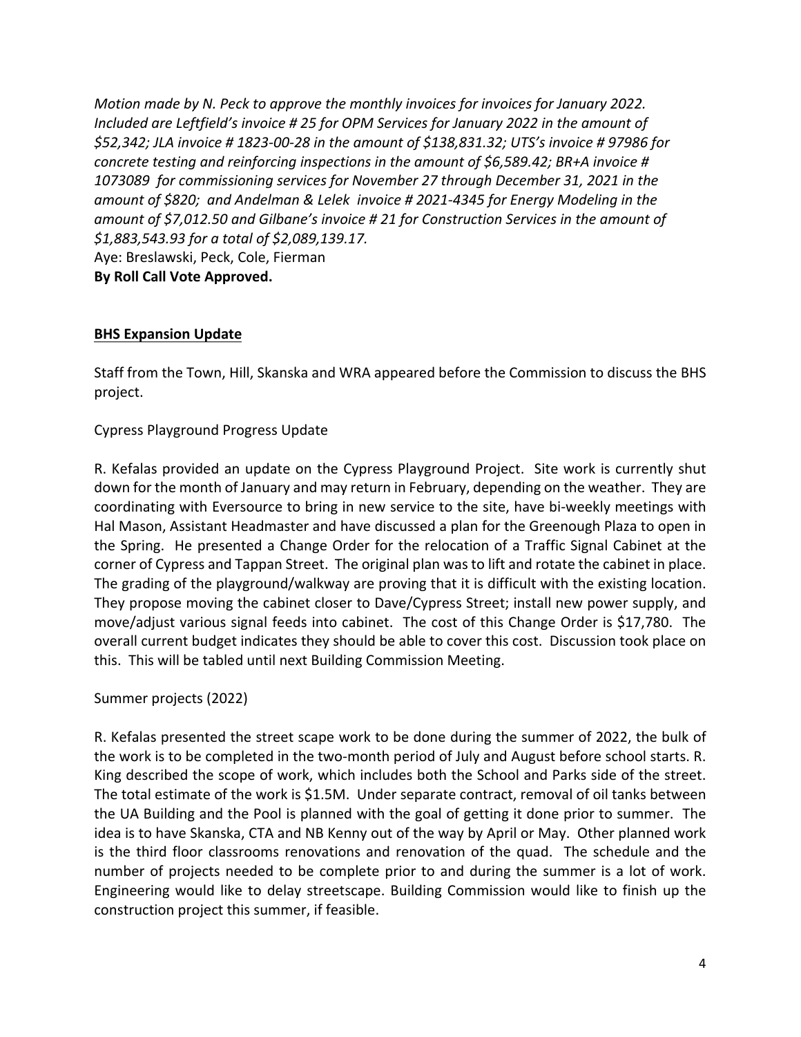*Motion made by N. Peck to approve the monthly invoices for invoices for January 2022. Included are Leftfield's invoice # 25 for OPM Services for January 2022 in the amount of $52,342; JLA invoice # 1823-00-28 in the amount of $138,831.32; UTS's invoice # 97986 for concrete testing and reinforcing inspections in the amount of $6,589.42; BR+A invoice # 1073089 for commissioning services for November 27 through December 31, 2021 in the amount of $820; and Andelman & Lelek invoice # 2021-4345 for Energy Modeling in the amount of $7,012.50 and Gilbane's invoice # 21 for Construction Services in the amount of $1,883,543.93 for a total of $2,089,139.17.*
Aye: Breslawski, Peck, Cole, Fierman
**By Roll Call Vote Approved.**

**BHS Expansion Update**

Staff from the Town, Hill, Skanska and WRA appeared before the Commission to discuss the BHS project.

Cypress Playground Progress Update

R. Kefalas provided an update on the Cypress Playground Project. Site work is currently shut down for the month of January and may return in February, depending on the weather. They are coordinating with Eversource to bring in new service to the site, have bi-weekly meetings with Hal Mason, Assistant Headmaster and have discussed a plan for the Greenough Plaza to open in the Spring. He presented a Change Order for the relocation of a Traffic Signal Cabinet at the corner of Cypress and Tappan Street. The original plan was to lift and rotate the cabinet in place. The grading of the playground/walkway are proving that it is difficult with the existing location. They propose moving the cabinet closer to Dave/Cypress Street; install new power supply, and move/adjust various signal feeds into cabinet. The cost of this Change Order is $17,780. The overall current budget indicates they should be able to cover this cost. Discussion took place on this. This will be tabled until next Building Commission Meeting.

Summer projects (2022)

R. Kefalas presented the street scape work to be done during the summer of 2022, the bulk of the work is to be completed in the two-month period of July and August before school starts. R. King described the scope of work, which includes both the School and Parks side of the street. The total estimate of the work is $1.5M. Under separate contract, removal of oil tanks between the UA Building and the Pool is planned with the goal of getting it done prior to summer. The idea is to have Skanska, CTA and NB Kenny out of the way by April or May. Other planned work is the third floor classrooms renovations and renovation of the quad. The schedule and the number of projects needed to be complete prior to and during the summer is a lot of work. Engineering would like to delay streetscape. Building Commission would like to finish up the construction project this summer, if feasible.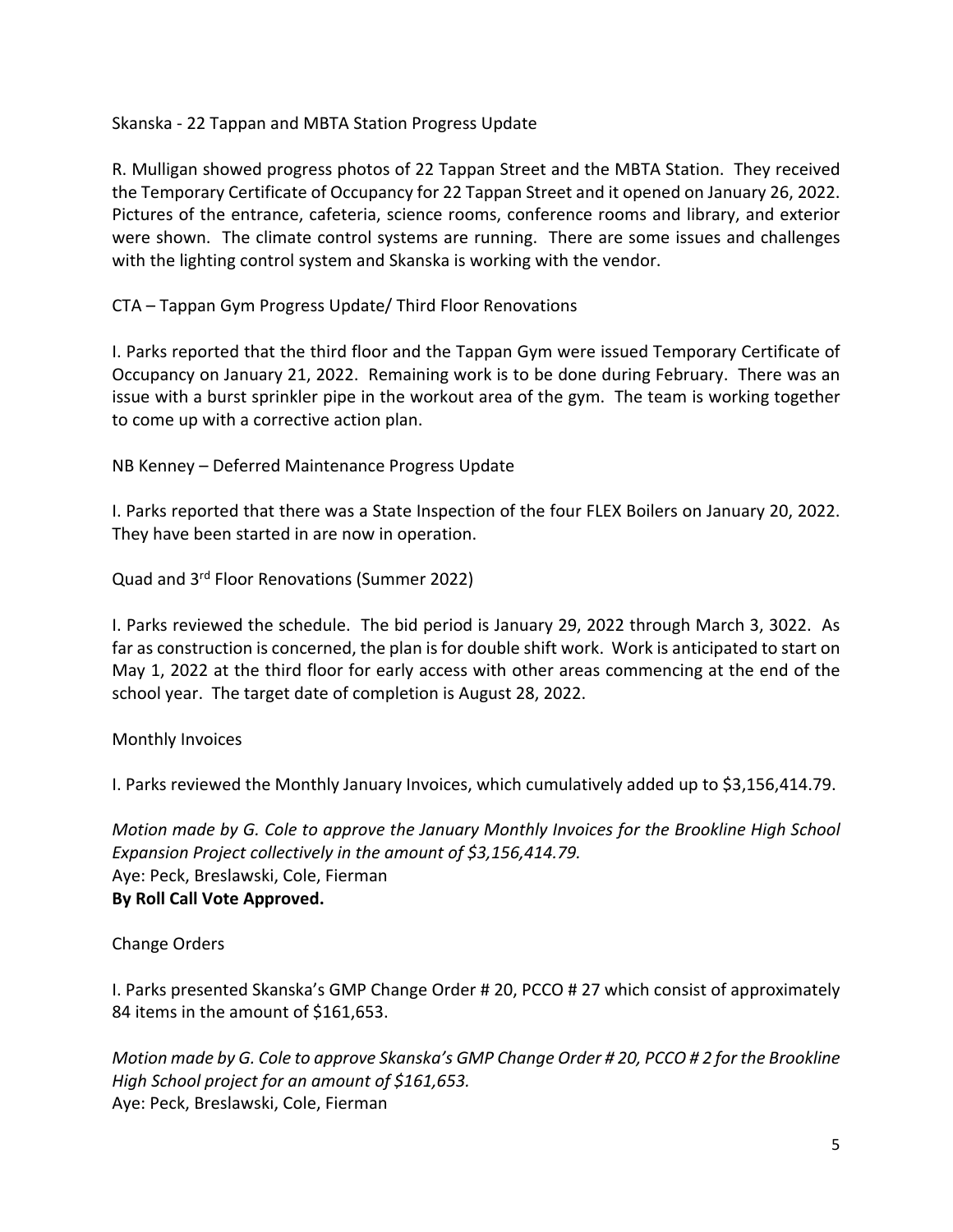Skanska - 22 Tappan and MBTA Station Progress Update

R. Mulligan showed progress photos of 22 Tappan Street and the MBTA Station. They received the Temporary Certificate of Occupancy for 22 Tappan Street and it opened on January 26, 2022. Pictures of the entrance, cafeteria, science rooms, conference rooms and library, and exterior were shown. The climate control systems are running. There are some issues and challenges with the lighting control system and Skanska is working with the vendor.

CTA – Tappan Gym Progress Update/ Third Floor Renovations

I. Parks reported that the third floor and the Tappan Gym were issued Temporary Certificate of Occupancy on January 21, 2022. Remaining work is to be done during February. There was an issue with a burst sprinkler pipe in the workout area of the gym. The team is working together to come up with a corrective action plan.

NB Kenney – Deferred Maintenance Progress Update

I. Parks reported that there was a State Inspection of the four FLEX Boilers on January 20, 2022. They have been started in are now in operation.

Quad and 3rd Floor Renovations (Summer 2022)

I. Parks reviewed the schedule. The bid period is January 29, 2022 through March 3, 3022. As far as construction is concerned, the plan is for double shift work. Work is anticipated to start on May 1, 2022 at the third floor for early access with other areas commencing at the end of the school year. The target date of completion is August 28, 2022.

Monthly Invoices

I. Parks reviewed the Monthly January Invoices, which cumulatively added up to $3,156,414.79.

*Motion made by G. Cole to approve the January Monthly Invoices for the Brookline High School Expansion Project collectively in the amount of $3,156,414.79.*
Aye: Peck, Breslawski, Cole, Fierman
**By Roll Call Vote Approved.**

Change Orders

I. Parks presented Skanska's GMP Change Order # 20, PCCO # 27 which consist of approximately 84 items in the amount of $161,653.

*Motion made by G. Cole to approve Skanska's GMP Change Order # 20, PCCO # 2 for the Brookline High School project for an amount of $161,653.*
Aye: Peck, Breslawski, Cole, Fierman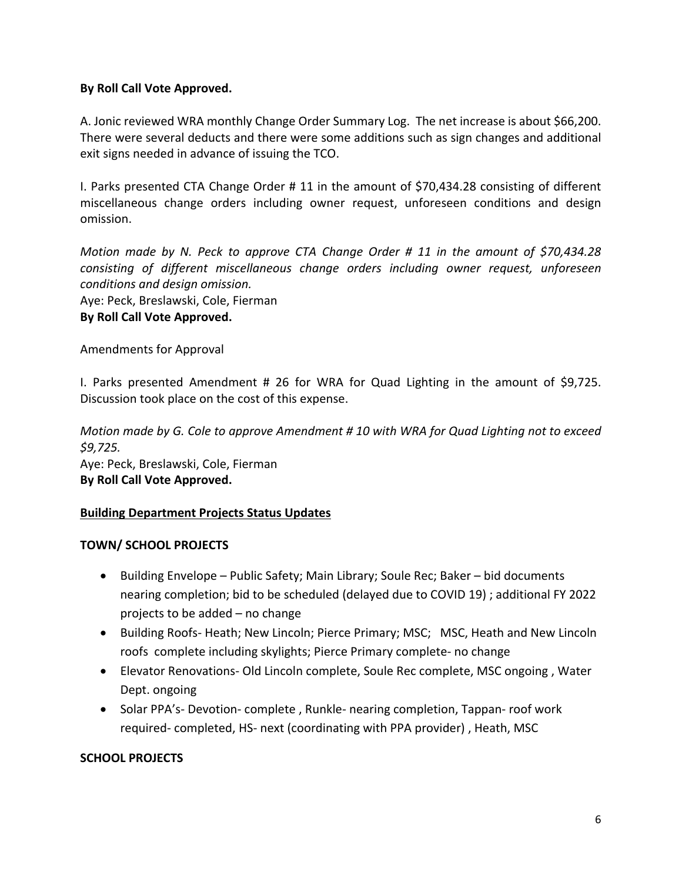**By Roll Call Vote Approved.**

A. Jonic reviewed WRA monthly Change Order Summary Log. The net increase is about $66,200. There were several deducts and there were some additions such as sign changes and additional exit signs needed in advance of issuing the TCO.

I. Parks presented CTA Change Order # 11 in the amount of $70,434.28 consisting of different miscellaneous change orders including owner request, unforeseen conditions and design omission.

*Motion made by N. Peck to approve CTA Change Order # 11 in the amount of $70,434.28 consisting of different miscellaneous change orders including owner request, unforeseen conditions and design omission.*
Aye: Peck, Breslawski, Cole, Fierman
**By Roll Call Vote Approved.**

Amendments for Approval

I. Parks presented Amendment # 26 for WRA for Quad Lighting in the amount of $9,725. Discussion took place on the cost of this expense.

*Motion made by G. Cole to approve Amendment # 10 with WRA for Quad Lighting not to exceed $9,725.*
Aye: Peck, Breslawski, Cole, Fierman
**By Roll Call Vote Approved.**

**Building Department Projects Status Updates**

**TOWN/ SCHOOL PROJECTS**

- Building Envelope – Public Safety; Main Library; Soule Rec; Baker – bid documents nearing completion; bid to be scheduled (delayed due to COVID 19) ; additional FY 2022 projects to be added – no change
- Building Roofs- Heath; New Lincoln; Pierce Primary; MSC; MSC, Heath and New Lincoln roofs complete including skylights; Pierce Primary complete- no change
- Elevator Renovations- Old Lincoln complete, Soule Rec complete, MSC ongoing , Water Dept. ongoing
- Solar PPA's- Devotion- complete , Runkle- nearing completion, Tappan- roof work required- completed, HS- next (coordinating with PPA provider) , Heath, MSC

**SCHOOL PROJECTS**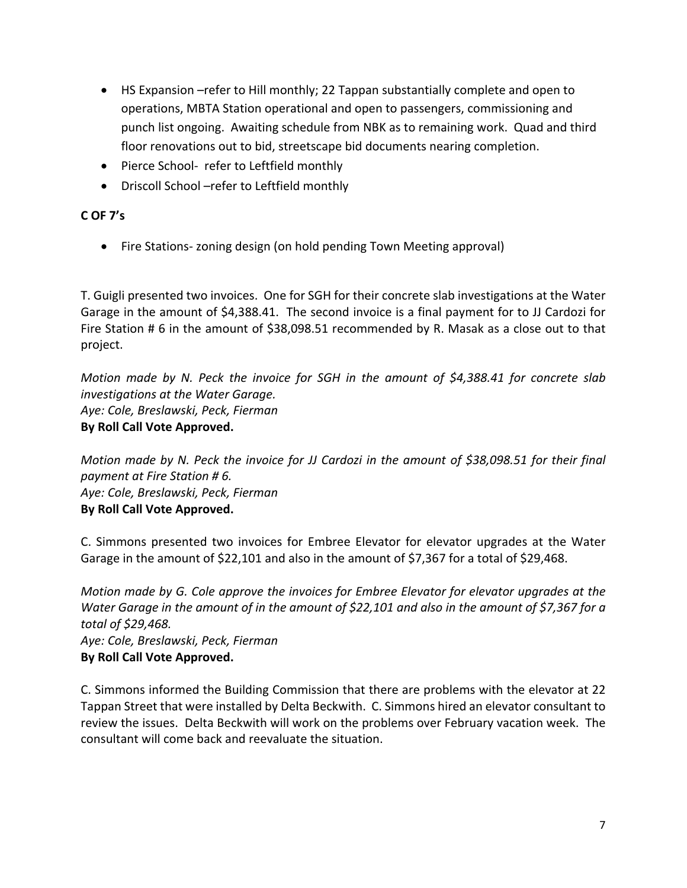- HS Expansion –refer to Hill monthly; 22 Tappan substantially complete and open to operations, MBTA Station operational and open to passengers, commissioning and punch list ongoing. Awaiting schedule from NBK as to remaining work. Quad and third floor renovations out to bid, streetscape bid documents nearing completion.
- Pierce School- refer to Leftfield monthly
- Driscoll School –refer to Leftfield monthly

**C OF 7's**

- Fire Stations- zoning design (on hold pending Town Meeting approval)

T. Guigli presented two invoices. One for SGH for their concrete slab investigations at the Water Garage in the amount of $4,388.41. The second invoice is a final payment for to JJ Cardozi for Fire Station # 6 in the amount of $38,098.51 recommended by R. Masak as a close out to that project.

*Motion made by N. Peck the invoice for SGH in the amount of $4,388.41 for concrete slab investigations at the Water Garage.*
*Aye: Cole, Breslawski, Peck, Fierman*
**By Roll Call Vote Approved.**

*Motion made by N. Peck the invoice for JJ Cardozi in the amount of $38,098.51 for their final payment at Fire Station # 6.*
*Aye: Cole, Breslawski, Peck, Fierman*
**By Roll Call Vote Approved.**

C. Simmons presented two invoices for Embree Elevator for elevator upgrades at the Water Garage in the amount of $22,101 and also in the amount of $7,367 for a total of $29,468.

*Motion made by G. Cole approve the invoices for Embree Elevator for elevator upgrades at the Water Garage in the amount of in the amount of $22,101 and also in the amount of $7,367 for a total of $29,468.*
*Aye: Cole, Breslawski, Peck, Fierman*
**By Roll Call Vote Approved.**

C. Simmons informed the Building Commission that there are problems with the elevator at 22 Tappan Street that were installed by Delta Beckwith. C. Simmons hired an elevator consultant to review the issues. Delta Beckwith will work on the problems over February vacation week. The consultant will come back and reevaluate the situation.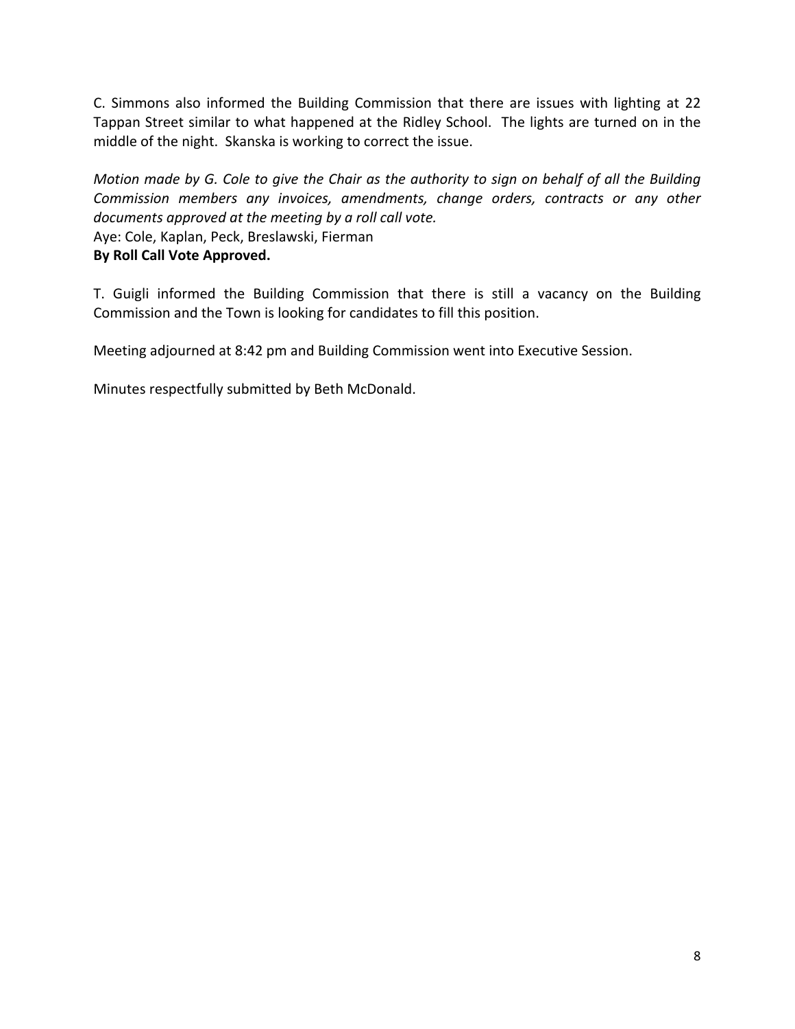C. Simmons also informed the Building Commission that there are issues with lighting at 22 Tappan Street similar to what happened at the Ridley School. The lights are turned on in the middle of the night. Skanska is working to correct the issue.

*Motion made by G. Cole to give the Chair as the authority to sign on behalf of all the Building Commission members any invoices, amendments, change orders, contracts or any other documents approved at the meeting by a roll call vote.*
Aye: Cole, Kaplan, Peck, Breslawski, Fierman
**By Roll Call Vote Approved.**

T. Guigli informed the Building Commission that there is still a vacancy on the Building Commission and the Town is looking for candidates to fill this position.

Meeting adjourned at 8:42 pm and Building Commission went into Executive Session.

Minutes respectfully submitted by Beth McDonald.